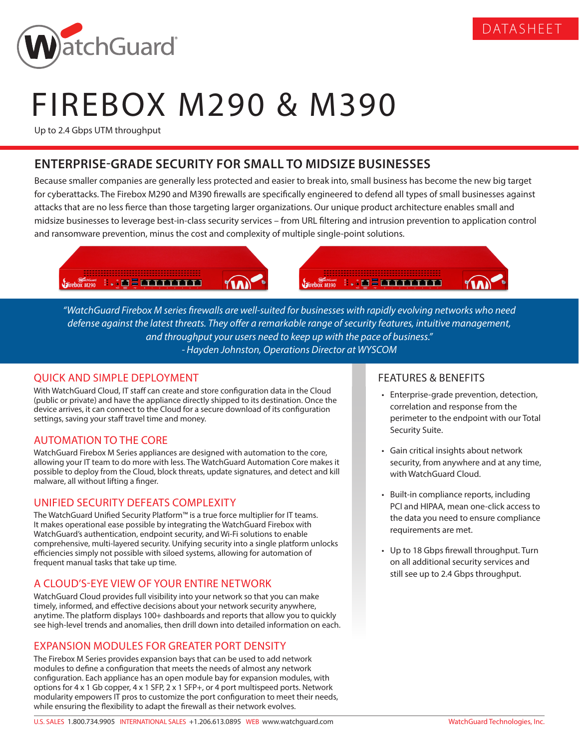DATASHEET

# FIREBOX M290 & M390

Up to 2.4 Gbps UTM throughput

## ENTERPRISE-GRADE SECURITY FOR SMALL TO MIDSIZE BUSINESSES

Because smaller companies are generally less protected and easier to break into, small business has become the new big target for cyberattacks. The Firebox M290 and M390 firewalls are specifically engineered to defend all types of small businesses against attacks that are no less fierce than those targeting larger organizations. Our unique product architecture enables small and midsize businesses to leverage best-in-class security services – from URL filtering and intrusion prevention to application control and ransomware prevention, minus the cost and complexity of multiple single-point solutions.

*"WatchGuard Firebox M series firewalls are well-suited for businesses with rapidly evolving networks who need defense against the latest threats. They offer a remarkable range of security features, intuitive management, and throughput your users need to keep up with the pace of business."*
*- Hayden Johnston, Operations Director at WYSCOM*

### QUICK AND SIMPLE DEPLOYMENT

With WatchGuard Cloud, IT staff can create and store configuration data in the Cloud (public or private) and have the appliance directly shipped to its destination. Once the device arrives, it can connect to the Cloud for a secure download of its configuration settings, saving your staff travel time and money.

### AUTOMATION TO THE CORE

WatchGuard Firebox M Series appliances are designed with automation to the core, allowing your IT team to do more with less. The WatchGuard Automation Core makes it possible to deploy from the Cloud, block threats, update signatures, and detect and kill malware, all without lifting a finger.

### UNIFIED SECURITY DEFEATS COMPLEXITY

The WatchGuard Unified Security Platform™ is a true force multiplier for IT teams. It makes operational ease possible by integrating the WatchGuard Firebox with WatchGuard's authentication, endpoint security, and Wi-Fi solutions to enable comprehensive, multi-layered security. Unifying security into a single platform unlocks efficiencies simply not possible with siloed systems, allowing for automation of frequent manual tasks that take up time.

### A CLOUD'S-EYE VIEW OF YOUR ENTIRE NETWORK

WatchGuard Cloud provides full visibility into your network so that you can make timely, informed, and effective decisions about your network security anywhere, anytime. The platform displays 100+ dashboards and reports that allow you to quickly see high-level trends and anomalies, then drill down into detailed information on each.

### EXPANSION MODULES FOR GREATER PORT DENSITY

The Firebox M Series provides expansion bays that can be used to add network modules to define a configuration that meets the needs of almost any network configuration. Each appliance has an open module bay for expansion modules, with options for 4 x 1 Gb copper, 4 x 1 SFP, 2 x 1 SFP+, or 4 port multispeed ports. Network modularity empowers IT pros to customize the port configuration to meet their needs, while ensuring the flexibility to adapt the firewall as their network evolves.

### FEATURES & BENEFITS

- Enterprise-grade prevention, detection, correlation and response from the perimeter to the endpoint with our Total Security Suite.
- Gain critical insights about network security, from anywhere and at any time, with WatchGuard Cloud.
- Built-in compliance reports, including PCI and HIPAA, mean one-click access to the data you need to ensure compliance requirements are met.
- Up to 18 Gbps firewall throughput. Turn on all additional security services and still see up to 2.4 Gbps throughput.

U.S. SALES 1.800.734.9905 INTERNATIONAL SALES +1.206.613.0895 WEB www.watchguard.com WatchGuard Technologies, Inc.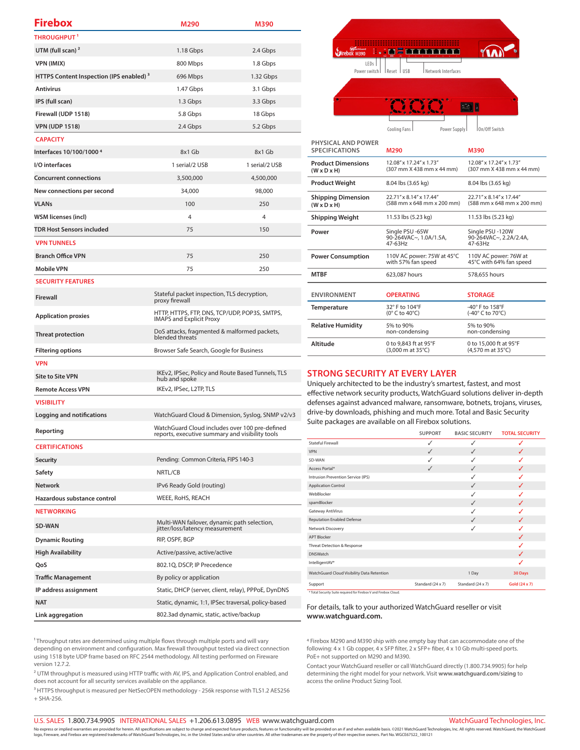| Firebox | M290 | M390 |
|---|---|---|
| **THROUGHPUT** [1] | | |
| UTM (full scan) [2] | 1.18 Gbps | 2.4 Gbps |
| VPN (IMIX) | 800 Mbps | 1.8 Gbps |
| HTTPS Content Inspection (IPS enabled) [3] | 696 Mbps | 1.32 Gbps |
| Antivirus | 1.47 Gbps | 3.1 Gbps |
| IPS (full scan) | 1.3 Gbps | 3.3 Gbps |
| Firewall (UDP 1518) | 5.8 Gbps | 18 Gbps |
| VPN (UDP 1518) | 2.4 Gbps | 5.2 Gbps |
| **CAPACITY** | | |
| Interfaces 10/100/1000 [4] | 8x1 Gb | 8x1 Gb |
| I/O interfaces | 1 serial/2 USB | 1 serial/2 USB |
| Concurrent connections | 3,500,000 | 4,500,000 |
| New connections per second | 34,000 | 98,000 |
| VLANs | 100 | 250 |
| WSM licenses (incl) | 4 | 4 |
| TDR Host Sensors included | 75 | 150 |
| **VPN TUNNELS** | | |
| Branch Office VPN | 75 | 250 |
| Mobile VPN | 75 | 250 |

| **SECURITY FEATURES** | |
|---|---|
| Firewall | Stateful packet inspection, TLS decryption, proxy firewall |
| Application proxies | HTTP, HTTPS, FTP, DNS, TCP/UDP, POP3S, SMTPS, IMAPS and Explicit Proxy |
| Threat protection | DoS attacks, fragmented & malformed packets, blended threats |
| Filtering options | Browser Safe Search, Google for Business |
| **VPN** | |
| Site to Site VPN | IKEv2, IPSec, Policy and Route Based Tunnels, TLS hub and spoke |
| Remote Access VPN | IKEv2, IPSec, L2TP, TLS |
| **VISIBILITY** | |
| Logging and notifications | WatchGuard Cloud & Dimension, Syslog, SNMP v2/v3 |
| Reporting | WatchGuard Cloud includes over 100 pre-defined reports, executive summary and visibility tools |
| **CERTIFICATIONS** | |
| Security | Pending: Common Criteria, FIPS 140-3 |
| Safety | NRTL/CB |
| Network | IPv6 Ready Gold (routing) |
| Hazardous substance control | WEEE, RoHS, REACH |
| **NETWORKING** | |
| SD-WAN | Multi-WAN failover, dynamic path selection, jitter/loss/latency measurement |
| Dynamic Routing | RIP, OSPF, BGP |
| High Availability | Active/passive, active/active |
| QoS | 802.1Q, DSCP, IP Precedence |
| Traffic Management | By policy or application |
| IP address assignment | Static, DHCP (server, client, relay), PPPoE, DynDNS |
| NAT | Static, dynamic, 1:1, IPSec traversal, policy-based |
| Link aggregation | 802.3ad dynamic, static, active/backup |

LEDs
Power switch
Reset
USB
Network Interfaces
Cooling Fans
Power Supply
On/Off Switch

| PHYSICAL AND POWER SPECIFICATIONS | M290 | M390 |
|---|---|---|
| Product Dimensions (W x D x H) | 12.08" x 17.24" x 1.73" (307 mm X 438 mm x 44 mm) | 12.08" x 17.24" x 1.73" (307 mm X 438 mm x 44 mm) |
| Product Weight | 8.04 lbs (3.65 kg) | 8.04 lbs (3.65 kg) |
| Shipping Dimension (W x D x H) | 22.71" x 8.14" x 17.44" (588 mm x 648 mm x 200 mm) | 22.71" x 8.14" x 17.44" (588 mm x 648 mm x 200 mm) |
| Shipping Weight | 11.53 lbs (5.23 kg) | 11.53 lbs (5.23 kg) |
| Power | Single PSU -65W 90-264VAC~, 1.0A/1.5A, 47-63Hz | Single PSU -120W 90-264VAC~, 2.2A/2.4A, 47-63Hz |
| Power Consumption | 110V AC power: 75W at 45°C with 57% fan speed | 110V AC power: 76W at 45°C with 64% fan speed |
| MTBF | 623,087 hours | 578,655 hours |

| ENVIRONMENT | OPERATING | STORAGE |
|---|---|---|
| Temperature | 32° F to 104°F (0° C to 40°C) | -40° F to 158°F (-40° C to 70°C) |
| Relative Humidity | 5% to 90% non-condensing | 5% to 90% non-condensing |
| Altitude | 0 to 9,843 ft at 95°F (3,000 m at 35°C) | 0 to 15,000 ft at 95°F (4,570 m at 35°C) |

## STRONG SECURITY AT EVERY LAYER

Uniquely architected to be the industry's smartest, fastest, and most effective network security products, WatchGuard solutions deliver in-depth defenses against advanced malware, ransomware, botnets, trojans, viruses, drive-by downloads, phishing and much more. Total and Basic Security Suite packages are available on all Firebox solutions.

| | SUPPORT | BASIC SECURITY | TOTAL SECURITY |
|---|---|---|---|
| Stateful Firewall | ✓ | ✓ | ✓ |
| VPN | ✓ | ✓ | ✓ |
| SD-WAN | ✓ | ✓ | ✓ |
| Access Portal* | ✓ | ✓ | ✓ |
| Intrusion Prevention Service (IPS) | | ✓ | ✓ |
| Application Control | | ✓ | ✓ |
| WebBlocker | | ✓ | ✓ |
| spamBlocker | | ✓ | ✓ |
| Gateway AntiVirus | | ✓ | ✓ |
| Reputation Enabled Defense | | ✓ | ✓ |
| Network Discovery | | ✓ | ✓ |
| APT Blocker | | | ✓ |
| Threat Detection & Response | | | ✓ |
| DNSWatch | | | ✓ |
| IntelligentAV* | | | ✓ |
| WatchGuard Cloud Visibility Data Retention | | 1 Day | 30 Days |
| Support | Standard (24 x 7) | Standard (24 x 7) | Gold (24 x 7) |

* Total Security Suite required for Firebox V and Firebox Cloud.

For details, talk to your authorized WatchGuard reseller or visit **www.watchguard.com.**

[1] Throughput rates are determined using multiple flows through multiple ports and will vary depending on environment and configuration. Max firewall throughput tested via direct connection using 1518 byte UDP frame based on RFC 2544 methodology. All testing performed on Fireware version 12.7.2.

[2] UTM throughput is measured using HTTP traffic with AV, IPS, and Application Control enabled, and does not account for all security services available on the appliance.

[3] HTTPS throughput is measured per NetSecOPEN methodology - 256k response with TLS1.2 AES256 + SHA-256.

[4] Firebox M290 and M390 ship with one empty bay that can accommodate one of the following: 4 x 1 Gb copper, 4 x SFP filter, 2 x SFP+ fiber, 4 x 10 Gb multi-speed ports. PoE+ not supported on M290 and M390.

Contact your WatchGuard reseller or call WatchGuard directly (1.800.734.9905) for help determining the right model for your network. Visit **www.watchguard.com/sizing** to access the online Product Sizing Tool.

U.S. SALES 1.800.734.9905 INTERNATIONAL SALES +1.206.613.0895 WEB www.watchguard.com WatchGuard Technologies, Inc.

No express or implied warranties are provided for herein. All specifications are subject to change and expected future products, features or functionality will be provided on an if and when available basis. ©2021 WatchGuard Technologies, Inc. All rights reserved. WatchGuard, the WatchGuard logo, Fireware, and Firebox are registered trademarks of WatchGuard Technologies, Inc. in the United States and/or other countries. All other tradenames are the property of their respective owners. Part No. WGCE67522_100121